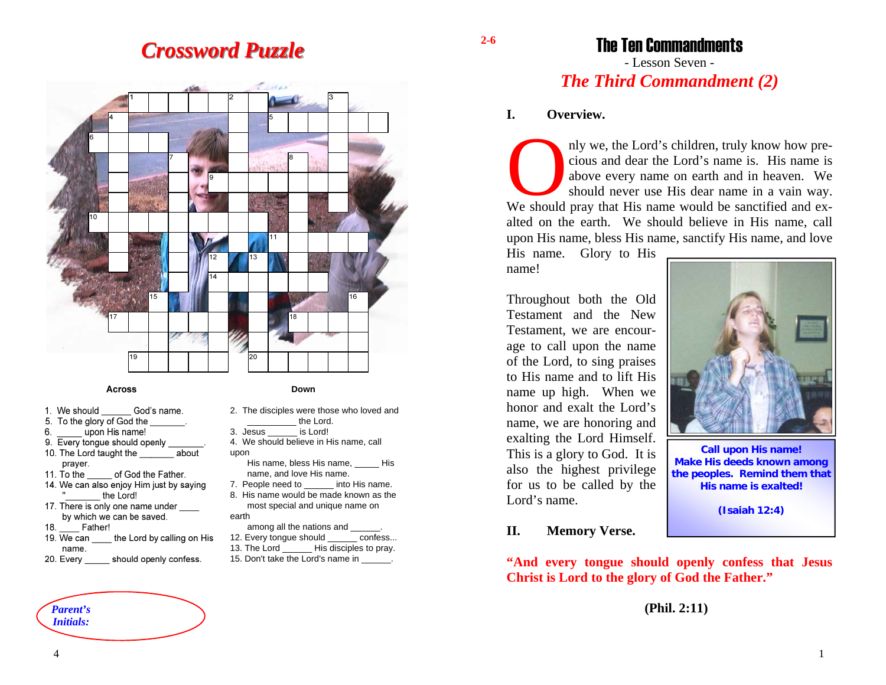# Crossword Puzzle

**Across**

1. We should ______ God's name.
5. To the glory of God the _______.
6. _____ upon His name!
9. Every tongue should openly _______.
10. The Lord taught the _______ about prayer.
11. To the _____ of God the Father.
14. We can also enjoy Him just by saying "_______ the Lord!
17. There is only one name under ____ by which we can be saved.
18. ____ Father!
19. We can ____ the Lord by calling on His name.
20. Every _____ should openly confess.

**Down**

2. The disciples were those who loved and __________ the Lord.
3. Jesus ______ is Lord!
4. We should believe in His name, call upon His name, bless His name, _____ His name, and love His name.
7. People need to ______ into His name.
8. His name would be made known as the most special and unique name on earth among all the nations and ______.
12. Every tongue should ______ confess...
13. The Lord ______ His disciples to pray.
15. Don't take the Lord's name in ______.

*Parent's Initials:*

# The Ten Commandments

- Lesson Seven -

## *The Third Commandment (2)*

### I. Overview.

Only we, the Lord's children, truly know how precious and dear the Lord's name is. His name is above every name on earth and in heaven. We should never use His dear name in a vain way. We should pray that His name would be sanctified and exalted on the earth. We should believe in His name, call upon His name, bless His name, sanctify His name, and love His name. Glory to His name!

Throughout both the Old Testament and the New Testament, we are encourage to call upon the name of the Lord, to sing praises to His name and to lift His name up high. When we honor and exalt the Lord's name, we are honoring and exalting the Lord Himself. This is a glory to God. It is also the highest privilege for us to be called by the Lord's name.

**Call upon His name! Make His deeds known among the peoples. Remind them that His name is exalted!**

**(Isaiah 12:4)**

### II. Memory Verse.

**"And every tongue should openly confess that Jesus Christ is Lord to the glory of God the Father."**

**(Phil. 2:11)**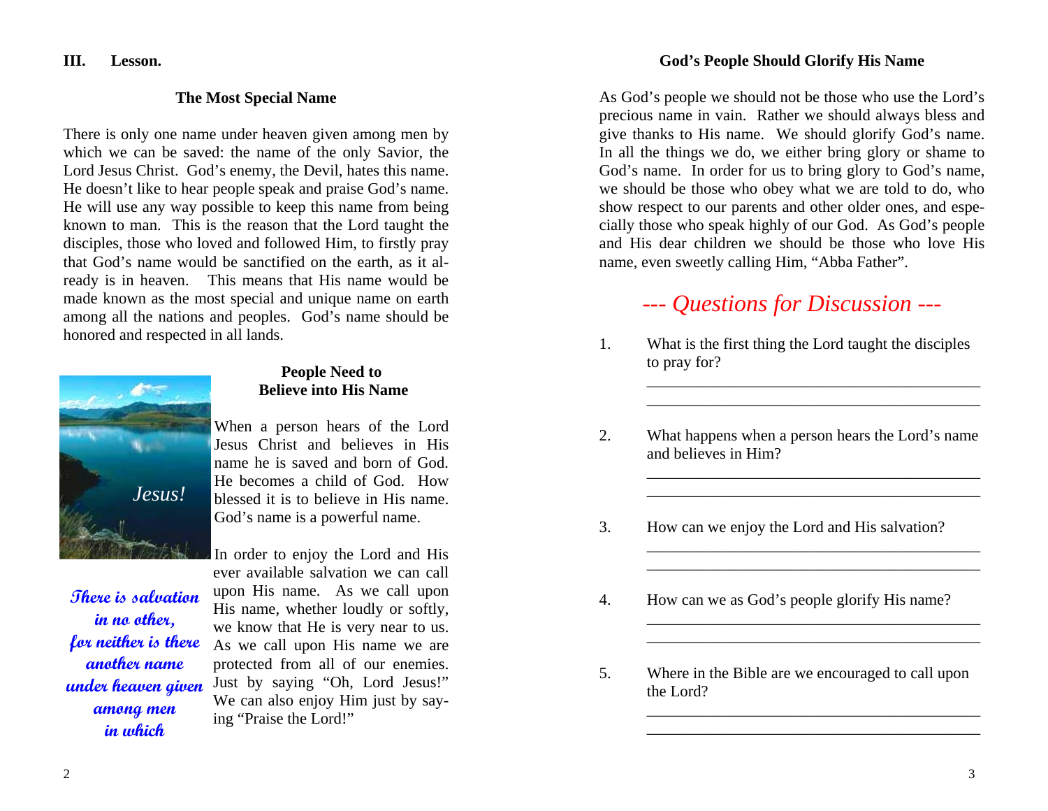## III. Lesson.

### The Most Special Name

There is only one name under heaven given among men by which we can be saved: the name of the only Savior, the Lord Jesus Christ. God's enemy, the Devil, hates this name. He doesn't like to hear people speak and praise God's name. He will use any way possible to keep this name from being known to man. This is the reason that the Lord taught the disciples, those who loved and followed Him, to firstly pray that God's name would be sanctified on the earth, as it already is in heaven. This means that His name would be made known as the most special and unique name on earth among all the nations and peoples. God's name should be honored and respected in all lands.

*Jesus!*

### People Need to Believe into His Name

When a person hears of the Lord Jesus Christ and believes in His name he is saved and born of God. He becomes a child of God. How blessed it is to believe in His name. God's name is a powerful name.

In order to enjoy the Lord and His ever available salvation we can call upon His name. As we call upon His name, whether loudly or softly, we know that He is very near to us. As we call upon His name we are protected from all of our enemies. Just by saying "Oh, Lord Jesus!" We can also enjoy Him just by saying "Praise the Lord!"

*There is salvation in no other, for neither is there another name under heaven given among men in which*

### God's People Should Glorify His Name

As God's people we should not be those who use the Lord's precious name in vain. Rather we should always bless and give thanks to His name. We should glorify God's name. In all the things we do, we either bring glory or shame to God's name. In order for us to bring glory to God's name, we should be those who obey what we are told to do, who show respect to our parents and other older ones, and especially those who speak highly of our God. As God's people and His dear children we should be those who love His name, even sweetly calling Him, "Abba Father".

## *--- Questions for Discussion ---*

1. What is the first thing the Lord taught the disciples to pray for?

   ___________________________________________

   ___________________________________________

2. What happens when a person hears the Lord's name and believes in Him?

   ___________________________________________

   ___________________________________________

3. How can we enjoy the Lord and His salvation?

   ___________________________________________

   ___________________________________________

4. How can we as God's people glorify His name?

   ___________________________________________

   ___________________________________________

5. Where in the Bible are we encouraged to call upon the Lord?

   ___________________________________________

   ___________________________________________